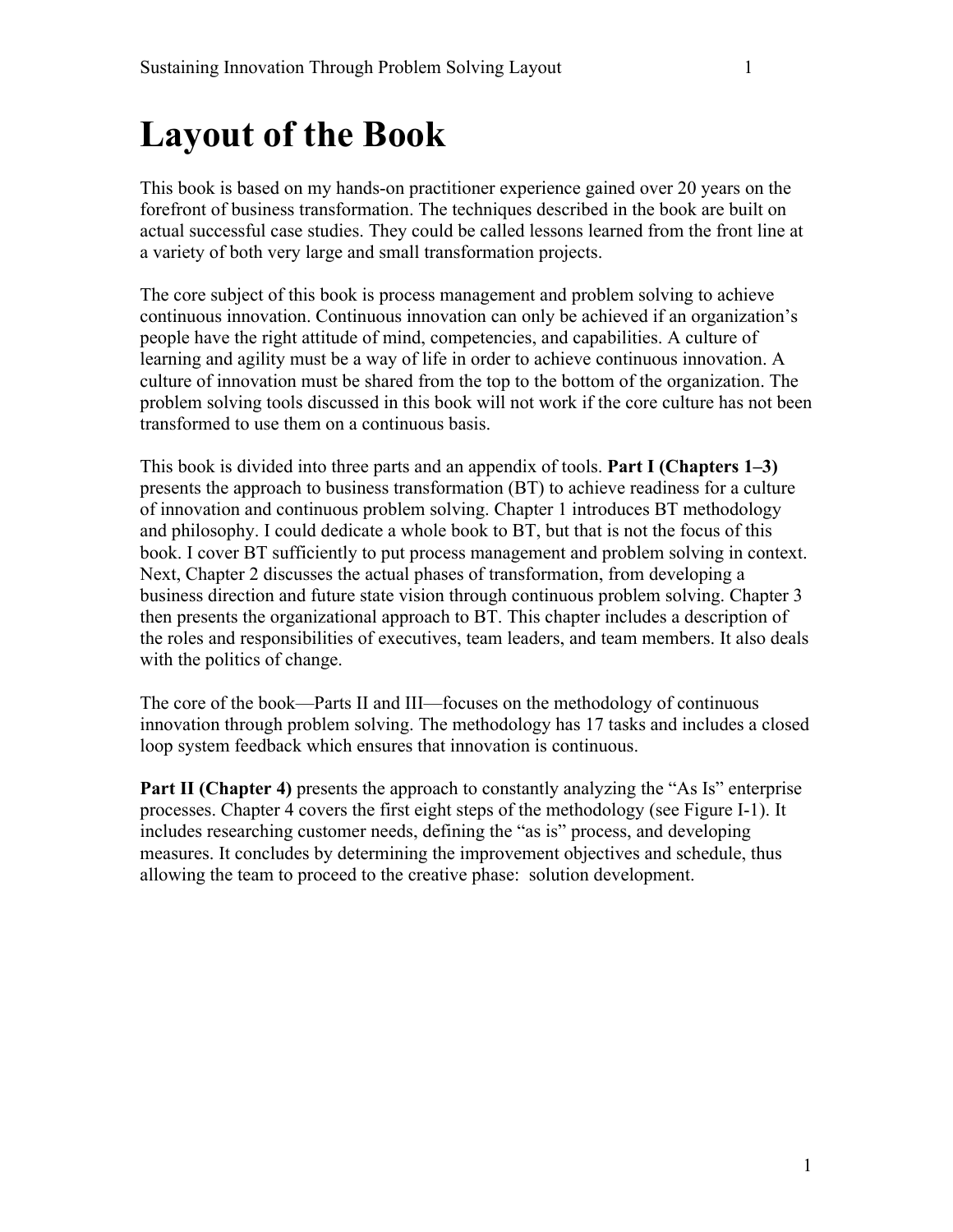# Layout of the Book

This book is based on my hands-on practitioner experience gained over 20 years on the forefront of business transformation. The techniques described in the book are built on actual successful case studies. They could be called lessons learned from the front line at a variety of both very large and small transformation projects.

The core subject of this book is process management and problem solving to achieve continuous innovation. Continuous innovation can only be achieved if an organization's people have the right attitude of mind, competencies, and capabilities. A culture of learning and agility must be a way of life in order to achieve continuous innovation. A culture of innovation must be shared from the top to the bottom of the organization. The problem solving tools discussed in this book will not work if the core culture has not been transformed to use them on a continuous basis.

This book is divided into three parts and an appendix of tools. **Part I (Chapters 1–3)** presents the approach to business transformation (BT) to achieve readiness for a culture of innovation and continuous problem solving. Chapter 1 introduces BT methodology and philosophy. I could dedicate a whole book to BT, but that is not the focus of this book. I cover BT sufficiently to put process management and problem solving in context. Next, Chapter 2 discusses the actual phases of transformation, from developing a business direction and future state vision through continuous problem solving. Chapter 3 then presents the organizational approach to BT. This chapter includes a description of the roles and responsibilities of executives, team leaders, and team members. It also deals with the politics of change.

The core of the book—Parts II and III—focuses on the methodology of continuous innovation through problem solving. The methodology has 17 tasks and includes a closed loop system feedback which ensures that innovation is continuous.

**Part II (Chapter 4)** presents the approach to constantly analyzing the "As Is" enterprise processes. Chapter 4 covers the first eight steps of the methodology (see Figure I-1). It includes researching customer needs, defining the "as is" process, and developing measures. It concludes by determining the improvement objectives and schedule, thus allowing the team to proceed to the creative phase: solution development.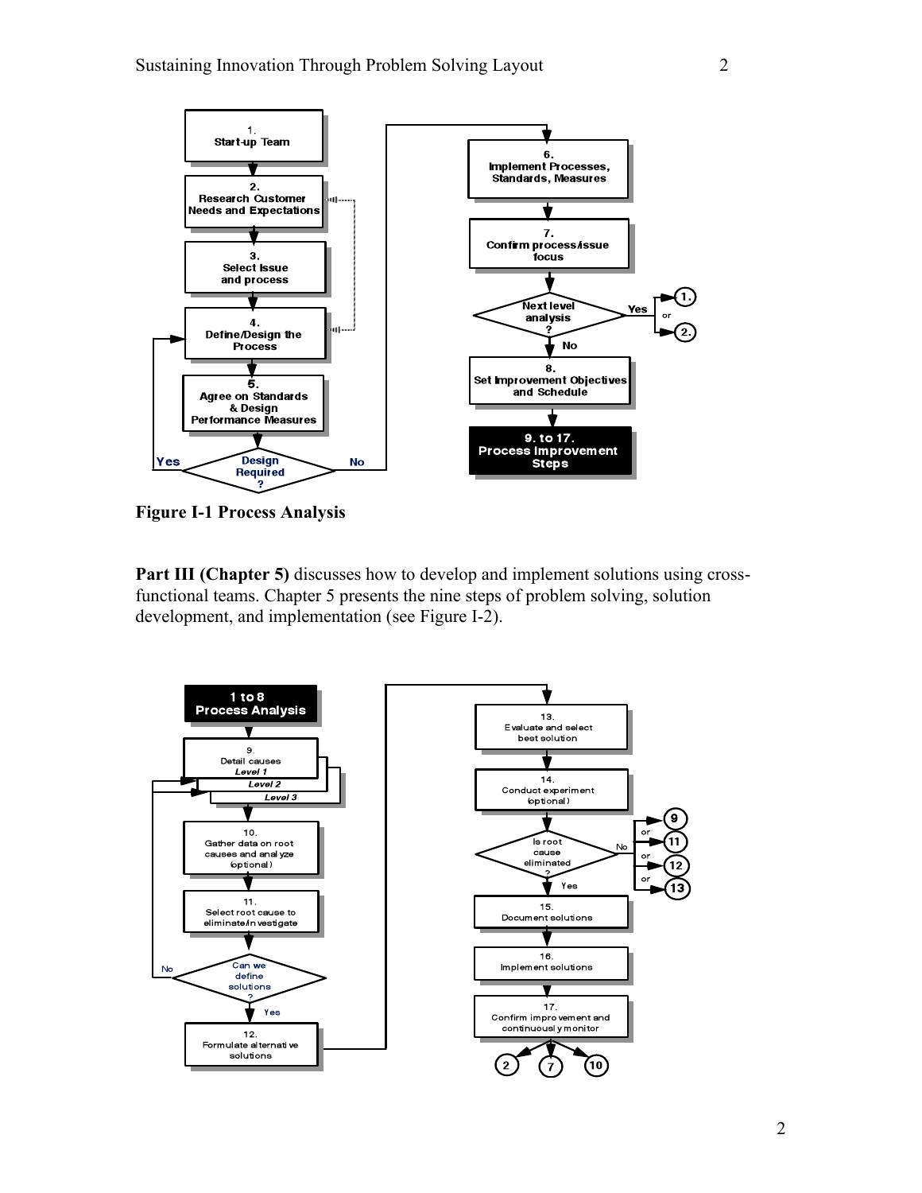**Figure I-1 Process Analysis**

**Part III (Chapter 5)** discusses how to develop and implement solutions using cross-functional teams. Chapter 5 presents the nine steps of problem solving, solution development, and implementation (see Figure I-2).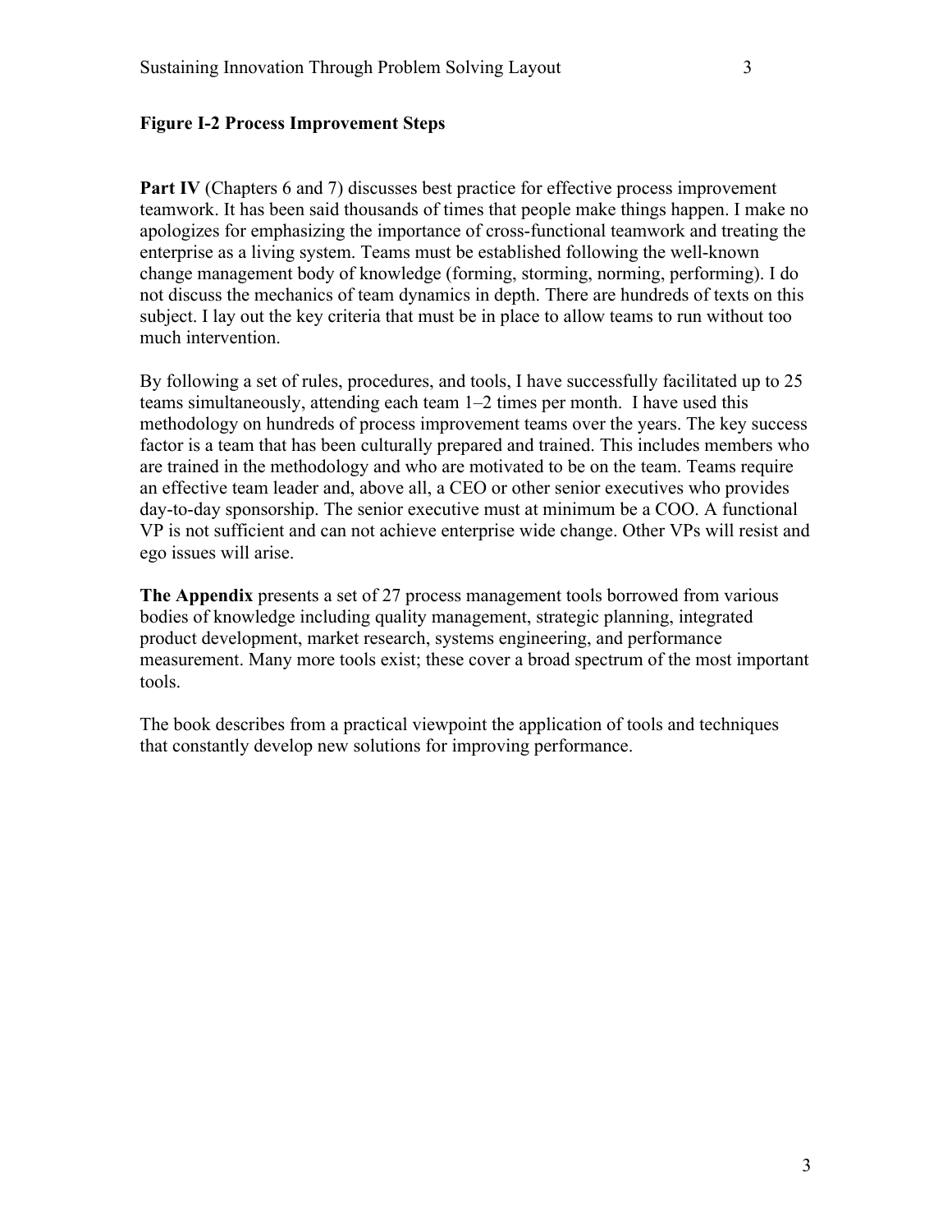**Figure I-2 Process Improvement Steps**

**Part IV** (Chapters 6 and 7) discusses best practice for effective process improvement teamwork. It has been said thousands of times that people make things happen. I make no apologizes for emphasizing the importance of cross-functional teamwork and treating the enterprise as a living system. Teams must be established following the well-known change management body of knowledge (forming, storming, norming, performing). I do not discuss the mechanics of team dynamics in depth. There are hundreds of texts on this subject. I lay out the key criteria that must be in place to allow teams to run without too much intervention.

By following a set of rules, procedures, and tools, I have successfully facilitated up to 25 teams simultaneously, attending each team 1–2 times per month. I have used this methodology on hundreds of process improvement teams over the years. The key success factor is a team that has been culturally prepared and trained. This includes members who are trained in the methodology and who are motivated to be on the team. Teams require an effective team leader and, above all, a CEO or other senior executives who provides day-to-day sponsorship. The senior executive must at minimum be a COO. A functional VP is not sufficient and can not achieve enterprise wide change. Other VPs will resist and ego issues will arise.

**The Appendix** presents a set of 27 process management tools borrowed from various bodies of knowledge including quality management, strategic planning, integrated product development, market research, systems engineering, and performance measurement. Many more tools exist; these cover a broad spectrum of the most important tools.

The book describes from a practical viewpoint the application of tools and techniques that constantly develop new solutions for improving performance.